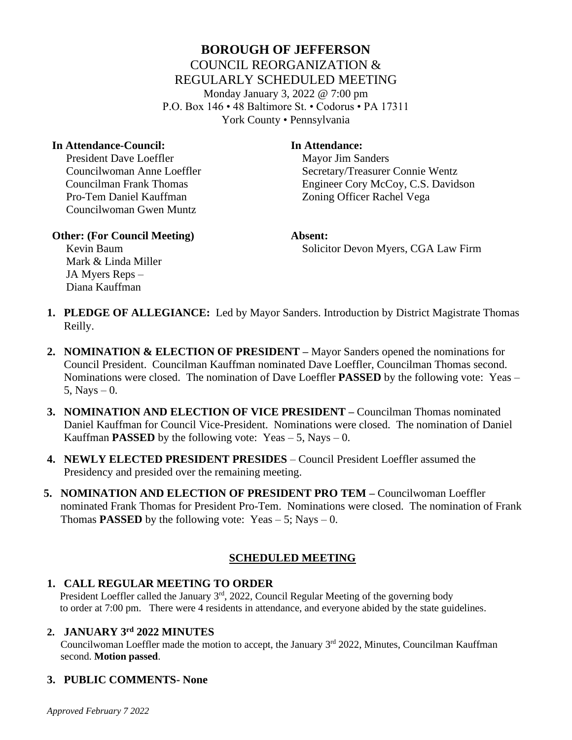# BOROUGH OF JEFFERSON

COUNCIL REORGANIZATION &
REGULARLY SCHEDULED MEETING
Monday January 3, 2022 @ 7:00 pm
P.O. Box 146 • 48 Baltimore St. • Codorus • PA 17311
York County • Pennsylvania

**In Attendance-Council:**
President Dave Loeffler
Councilwoman Anne Loeffler
Councilman Frank Thomas
Pro-Tem Daniel Kauffman
Councilwoman Gwen Muntz

**In Attendance:**
Mayor Jim Sanders
Secretary/Treasurer Connie Wentz
Engineer Cory McCoy, C.S. Davidson
Zoning Officer Rachel Vega

**Other: (For Council Meeting)**
Kevin Baum
Mark & Linda Miller
JA Myers Reps –
Diana Kauffman

**Absent:**
Solicitor Devon Myers, CGA Law Firm

1. **PLEDGE OF ALLEGIANCE:** Led by Mayor Sanders. Introduction by District Magistrate Thomas Reilly.

2. **NOMINATION & ELECTION OF PRESIDENT –** Mayor Sanders opened the nominations for Council President. Councilman Kauffman nominated Dave Loeffler, Councilman Thomas second. Nominations were closed. The nomination of Dave Loeffler **PASSED** by the following vote: Yeas – 5, Nays – 0.

3. **NOMINATION AND ELECTION OF VICE PRESIDENT –** Councilman Thomas nominated Daniel Kauffman for Council Vice-President. Nominations were closed. The nomination of Daniel Kauffman **PASSED** by the following vote: Yeas – 5, Nays – 0.

4. **NEWLY ELECTED PRESIDENT PRESIDES** – Council President Loeffler assumed the Presidency and presided over the remaining meeting.

5. **NOMINATION AND ELECTION OF PRESIDENT PRO TEM –** Councilwoman Loeffler nominated Frank Thomas for President Pro-Tem. Nominations were closed. The nomination of Frank Thomas **PASSED** by the following vote: Yeas – 5; Nays – 0.

## SCHEDULED MEETING

1. **CALL REGULAR MEETING TO ORDER**
   President Loeffler called the January 3rd, 2022, Council Regular Meeting of the governing body to order at 7:00 pm. There were 4 residents in attendance, and everyone abided by the state guidelines.

2. **JANUARY 3rd 2022 MINUTES**
   Councilwoman Loeffler made the motion to accept, the January 3rd 2022, Minutes, Councilman Kauffman second. **Motion passed**.

3. **PUBLIC COMMENTS- None**

*Approved February 7 2022*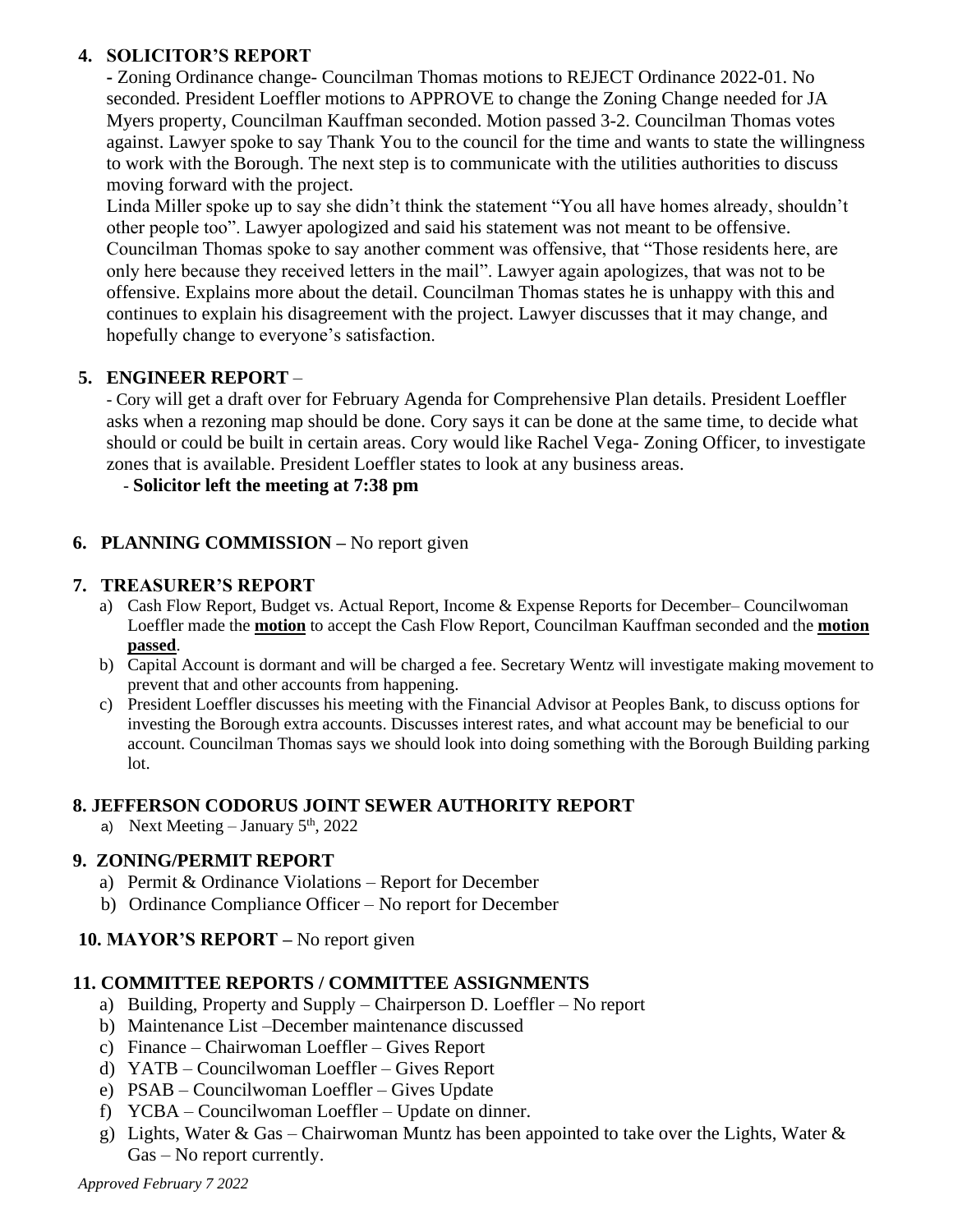## 4. SOLICITOR'S REPORT

- Zoning Ordinance change- Councilman Thomas motions to REJECT Ordinance 2022-01. No seconded. President Loeffler motions to APPROVE to change the Zoning Change needed for JA Myers property, Councilman Kauffman seconded. Motion passed 3-2. Councilman Thomas votes against. Lawyer spoke to say Thank You to the council for the time and wants to state the willingness to work with the Borough. The next step is to communicate with the utilities authorities to discuss moving forward with the project.

Linda Miller spoke up to say she didn't think the statement "You all have homes already, shouldn't other people too". Lawyer apologized and said his statement was not meant to be offensive. Councilman Thomas spoke to say another comment was offensive, that "Those residents here, are only here because they received letters in the mail". Lawyer again apologizes, that was not to be offensive. Explains more about the detail. Councilman Thomas states he is unhappy with this and continues to explain his disagreement with the project. Lawyer discusses that it may change, and hopefully change to everyone's satisfaction.

## 5. ENGINEER REPORT –

- Cory will get a draft over for February Agenda for Comprehensive Plan details. President Loeffler asks when a rezoning map should be done. Cory says it can be done at the same time, to decide what should or could be built in certain areas. Cory would like Rachel Vega- Zoning Officer, to investigate zones that is available. President Loeffler states to look at any business areas.

- **Solicitor left the meeting at 7:38 pm**

## 6. PLANNING COMMISSION – No report given

## 7. TREASURER'S REPORT

a) Cash Flow Report, Budget vs. Actual Report, Income & Expense Reports for December– Councilwoman Loeffler made the **motion** to accept the Cash Flow Report, Councilman Kauffman seconded and the **motion passed**.
b) Capital Account is dormant and will be charged a fee. Secretary Wentz will investigate making movement to prevent that and other accounts from happening.
c) President Loeffler discusses his meeting with the Financial Advisor at Peoples Bank, to discuss options for investing the Borough extra accounts. Discusses interest rates, and what account may be beneficial to our account. Councilman Thomas says we should look into doing something with the Borough Building parking lot.

## 8. JEFFERSON CODORUS JOINT SEWER AUTHORITY REPORT

a) Next Meeting – January 5th, 2022

## 9. ZONING/PERMIT REPORT

a) Permit & Ordinance Violations – Report for December
b) Ordinance Compliance Officer – No report for December

## 10. MAYOR'S REPORT – No report given

## 11. COMMITTEE REPORTS / COMMITTEE ASSIGNMENTS

a) Building, Property and Supply – Chairperson D. Loeffler – No report
b) Maintenance List –December maintenance discussed
c) Finance – Chairwoman Loeffler – Gives Report
d) YATB – Councilwoman Loeffler – Gives Report
e) PSAB – Councilwoman Loeffler – Gives Update
f) YCBA – Councilwoman Loeffler – Update on dinner.
g) Lights, Water & Gas – Chairwoman Muntz has been appointed to take over the Lights, Water & Gas – No report currently.

*Approved February 7 2022*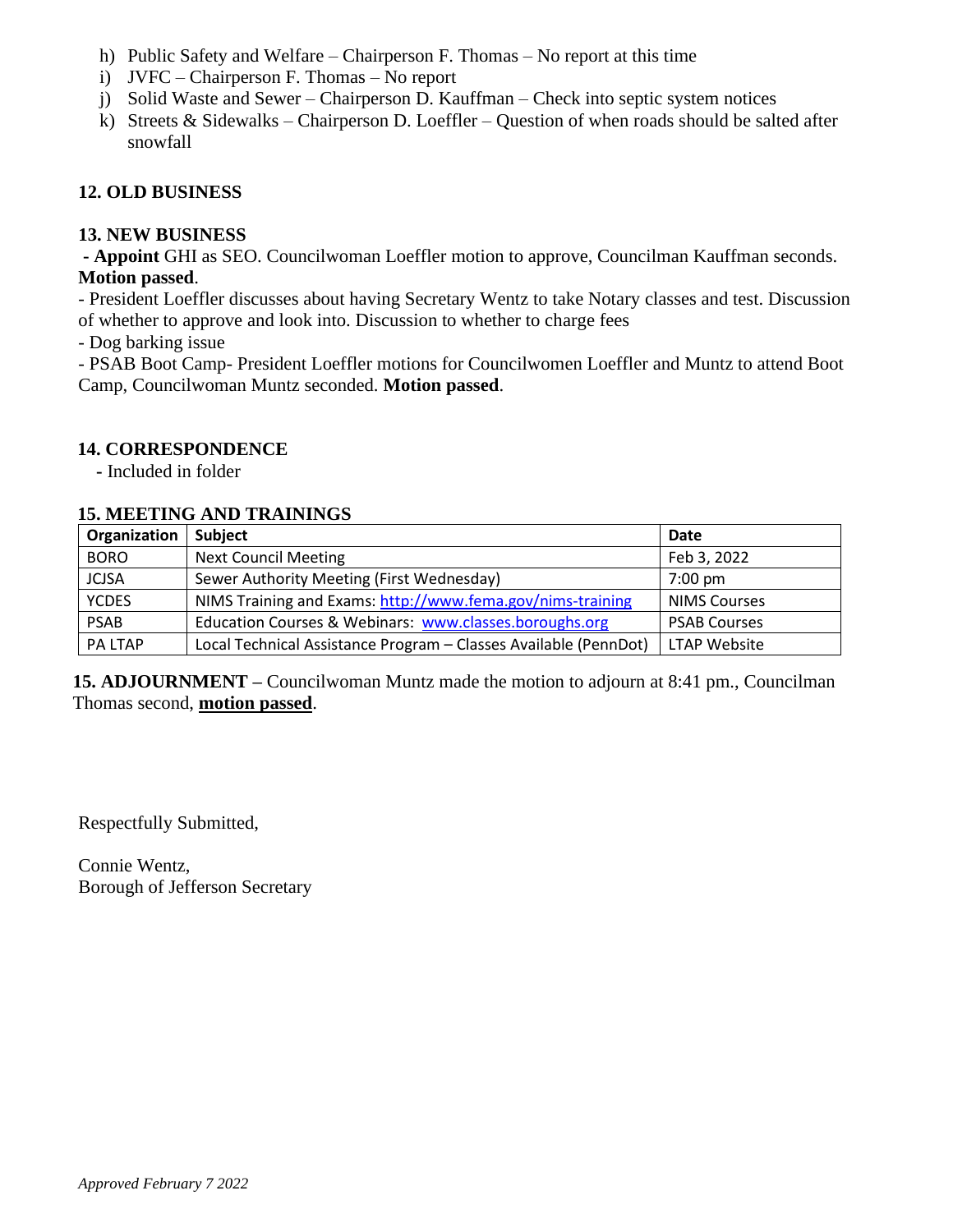h) Public Safety and Welfare – Chairperson F. Thomas – No report at this time
i) JVFC – Chairperson F. Thomas – No report
j) Solid Waste and Sewer – Chairperson D. Kauffman – Check into septic system notices
k) Streets & Sidewalks – Chairperson D. Loeffler – Question of when roads should be salted after snowfall

**12. OLD BUSINESS**

**13. NEW BUSINESS**

- **Appoint** GHI as SEO. Councilwoman Loeffler motion to approve, Councilman Kauffman seconds. **Motion passed**.
- President Loeffler discusses about having Secretary Wentz to take Notary classes and test. Discussion of whether to approve and look into. Discussion to whether to charge fees
- Dog barking issue
- PSAB Boot Camp- President Loeffler motions for Councilwomen Loeffler and Muntz to attend Boot Camp, Councilwoman Muntz seconded. **Motion passed**.

**14. CORRESPONDENCE**

- Included in folder

**15. MEETING AND TRAININGS**

| Organization | Subject | Date |
|---|---|---|
| BORO | Next Council Meeting | Feb 3, 2022 |
| JCJSA | Sewer Authority Meeting (First Wednesday) | 7:00 pm |
| YCDES | NIMS Training and Exams: http://www.fema.gov/nims-training | NIMS Courses |
| PSAB | Education Courses & Webinars: www.classes.boroughs.org | PSAB Courses |
| PA LTAP | Local Technical Assistance Program – Classes Available (PennDot) | LTAP Website |

**15. ADJOURNMENT –** Councilwoman Muntz made the motion to adjourn at 8:41 pm., Councilman Thomas second, **motion passed**.

Respectfully Submitted,

Connie Wentz,
Borough of Jefferson Secretary

*Approved February 7 2022*